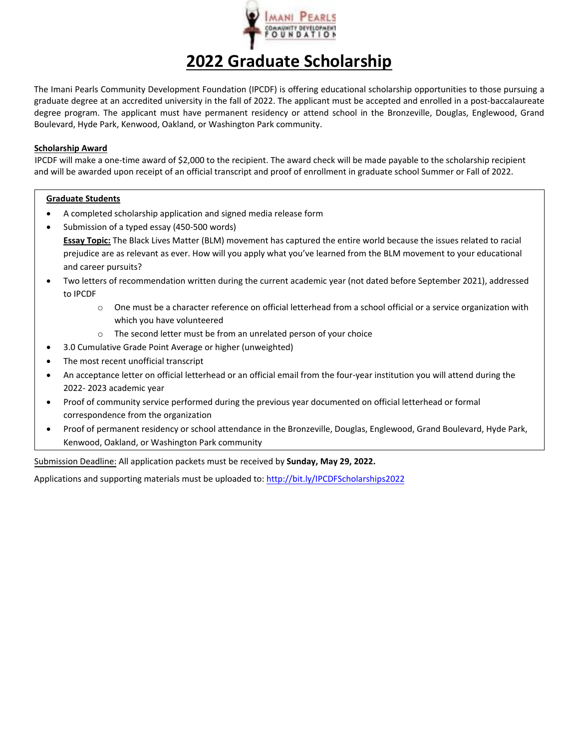# 2022 Graduate Scholarship

The Imani Pearls Community Development Foundation (IPCDF) is offering educational scholarship opportunities to those pursuing a graduate degree at an accredited university in the fall of 2022. The applicant must be accepted and enrolled in a post-baccalaureate degree program. The applicant must have permanent residency or attend school in the Bronzeville, Douglas, Englewood, Grand Boulevard, Hyde Park, Kenwood, Oakland, or Washington Park community.

**Scholarship Award**

IPCDF will make a one-time award of $2,000 to the recipient. The award check will be made payable to the scholarship recipient and will be awarded upon receipt of an official transcript and proof of enrollment in graduate school Summer or Fall of 2022.

**Graduate Students**

- A completed scholarship application and signed media release form
- Submission of a typed essay (450-500 words)
  **Essay Topic:** The Black Lives Matter (BLM) movement has captured the entire world because the issues related to racial prejudice are as relevant as ever. How will you apply what you've learned from the BLM movement to your educational and career pursuits?
- Two letters of recommendation written during the current academic year (not dated before September 2021), addressed to IPCDF
  - One must be a character reference on official letterhead from a school official or a service organization with which you have volunteered
  - The second letter must be from an unrelated person of your choice
- 3.0 Cumulative Grade Point Average or higher (unweighted)
- The most recent unofficial transcript
- An acceptance letter on official letterhead or an official email from the four-year institution you will attend during the 2022- 2023 academic year
- Proof of community service performed during the previous year documented on official letterhead or formal correspondence from the organization
- Proof of permanent residency or school attendance in the Bronzeville, Douglas, Englewood, Grand Boulevard, Hyde Park, Kenwood, Oakland, or Washington Park community

Submission Deadline: All application packets must be received by **Sunday, May 29, 2022.**

Applications and supporting materials must be uploaded to: http://bit.ly/IPCDFScholarships2022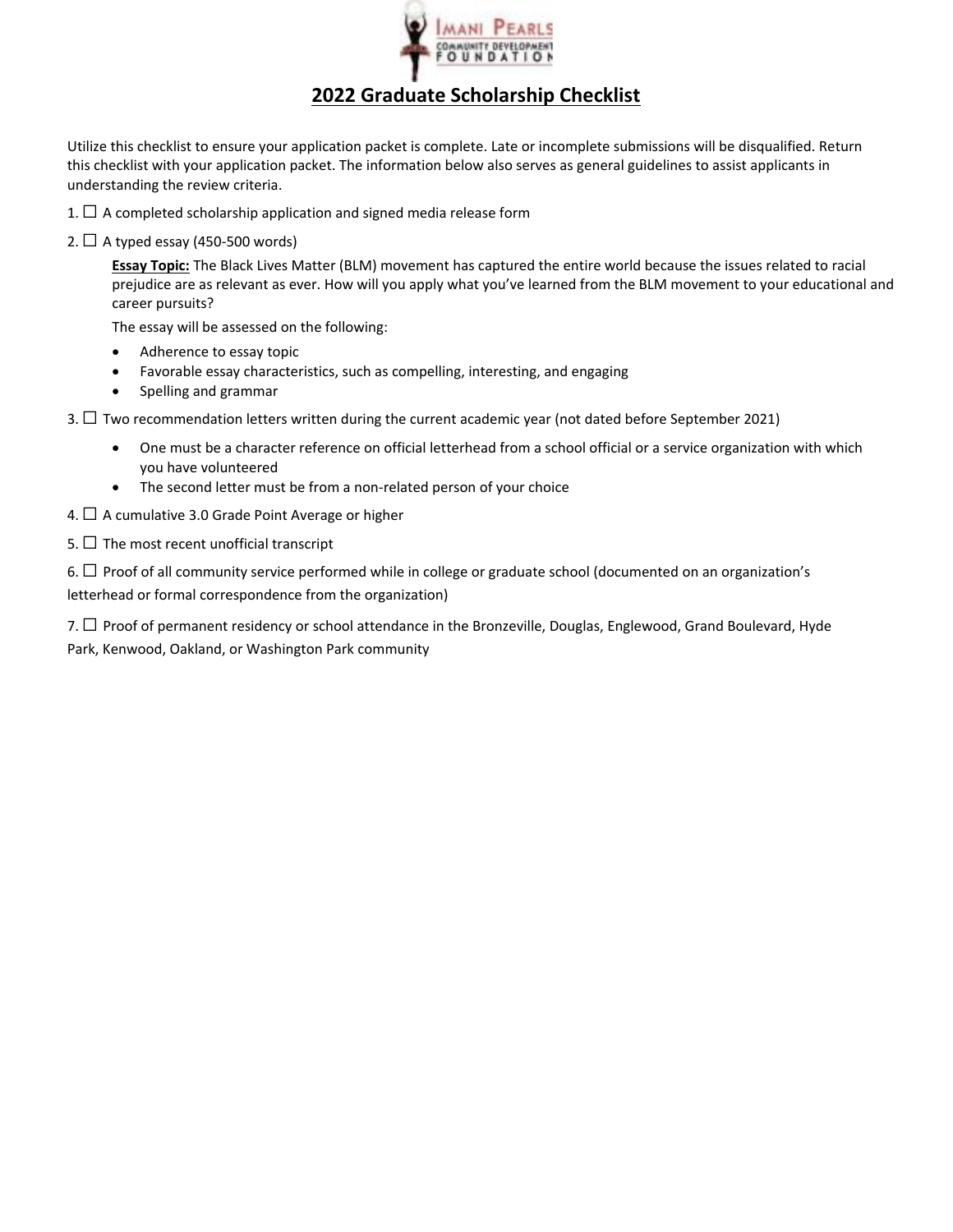## 2022 Graduate Scholarship Checklist

Utilize this checklist to ensure your application packet is complete. Late or incomplete submissions will be disqualified. Return this checklist with your application packet. The information below also serves as general guidelines to assist applicants in understanding the review criteria.

1. ☐ A completed scholarship application and signed media release form

2. ☐ A typed essay (450-500 words)

   **Essay Topic:** The Black Lives Matter (BLM) movement has captured the entire world because the issues related to racial prejudice are as relevant as ever. How will you apply what you've learned from the BLM movement to your educational and career pursuits?

   The essay will be assessed on the following:

   - Adherence to essay topic
   - Favorable essay characteristics, such as compelling, interesting, and engaging
   - Spelling and grammar

3. ☐ Two recommendation letters written during the current academic year (not dated before September 2021)

   - One must be a character reference on official letterhead from a school official or a service organization with which you have volunteered
   - The second letter must be from a non-related person of your choice

4. ☐ A cumulative 3.0 Grade Point Average or higher

5. ☐ The most recent unofficial transcript

6. ☐ Proof of all community service performed while in college or graduate school (documented on an organization's letterhead or formal correspondence from the organization)

7. ☐ Proof of permanent residency or school attendance in the Bronzeville, Douglas, Englewood, Grand Boulevard, Hyde Park, Kenwood, Oakland, or Washington Park community